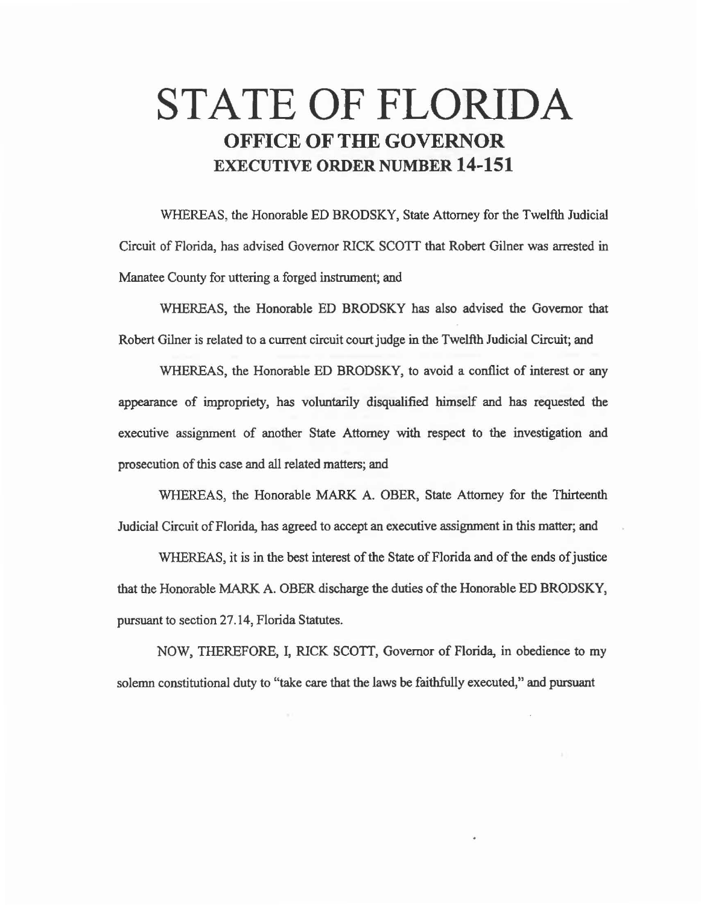# STATE OF FLORIDA

## OFFICE OF THE GOVERNOR

## EXECUTIVE ORDER NUMBER 14-151

WHEREAS, the Honorable ED BRODSKY, State Attorney for the Twelfth Judicial Circuit of Florida, has advised Governor RICK SCOTT that Robert Gilner was arrested in Manatee County for uttering a forged instrument; and

WHEREAS, the Honorable ED BRODSKY has also advised the Governor that Robert Gilner is related to a current circuit court judge in the Twelfth Judicial Circuit; and

WHEREAS, the Honorable ED BRODSKY, to avoid a conflict of interest or any appearance of impropriety, has voluntarily disqualified himself and has requested the executive assignment of another State Attorney with respect to the investigation and prosecution of this case and all related matters; and

WHEREAS, the Honorable MARK A. OBER, State Attorney for the Thirteenth Judicial Circuit of Florida, has agreed to accept an executive assignment in this matter; and

WHEREAS, it is in the best interest of the State of Florida and of the ends of justice that the Honorable MARK A. OBER discharge the duties of the Honorable ED BRODSKY, pursuant to section 27.14, Florida Statutes.

NOW, THEREFORE, I, RICK SCOTT, Governor of Florida, in obedience to my solemn constitutional duty to "take care that the laws be faithfully executed," and pursuant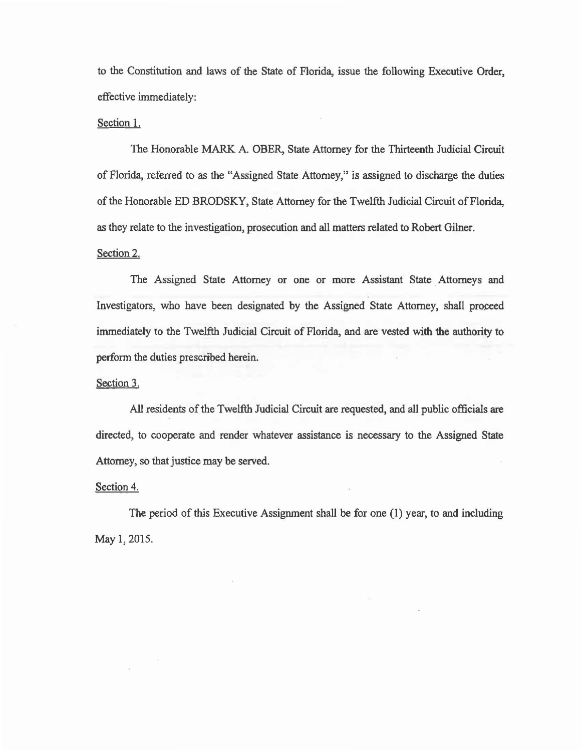to the Constitution and laws of the State of Florida, issue the following Executive Order, effective immediately:

Section 1.

The Honorable MARK A. OBER, State Attorney for the Thirteenth Judicial Circuit of Florida, referred to as the "Assigned State Attorney," is assigned to discharge the duties of the Honorable ED BRODSKY, State Attorney for the Twelfth Judicial Circuit of Florida, as they relate to the investigation, prosecution and all matters related to Robert Gilner.

Section 2.

The Assigned State Attorney or one or more Assistant State Attorneys and Investigators, who have been designated by the Assigned State Attorney, shall proceed immediately to the Twelfth Judicial Circuit of Florida, and are vested with the authority to perform the duties prescribed herein.

Section 3.

All residents of the Twelfth Judicial Circuit are requested, and all public officials are directed, to cooperate and render whatever assistance is necessary to the Assigned State Attorney, so that justice may be served.

Section 4.

The period of this Executive Assignment shall be for one (1) year, to and including May 1, 2015.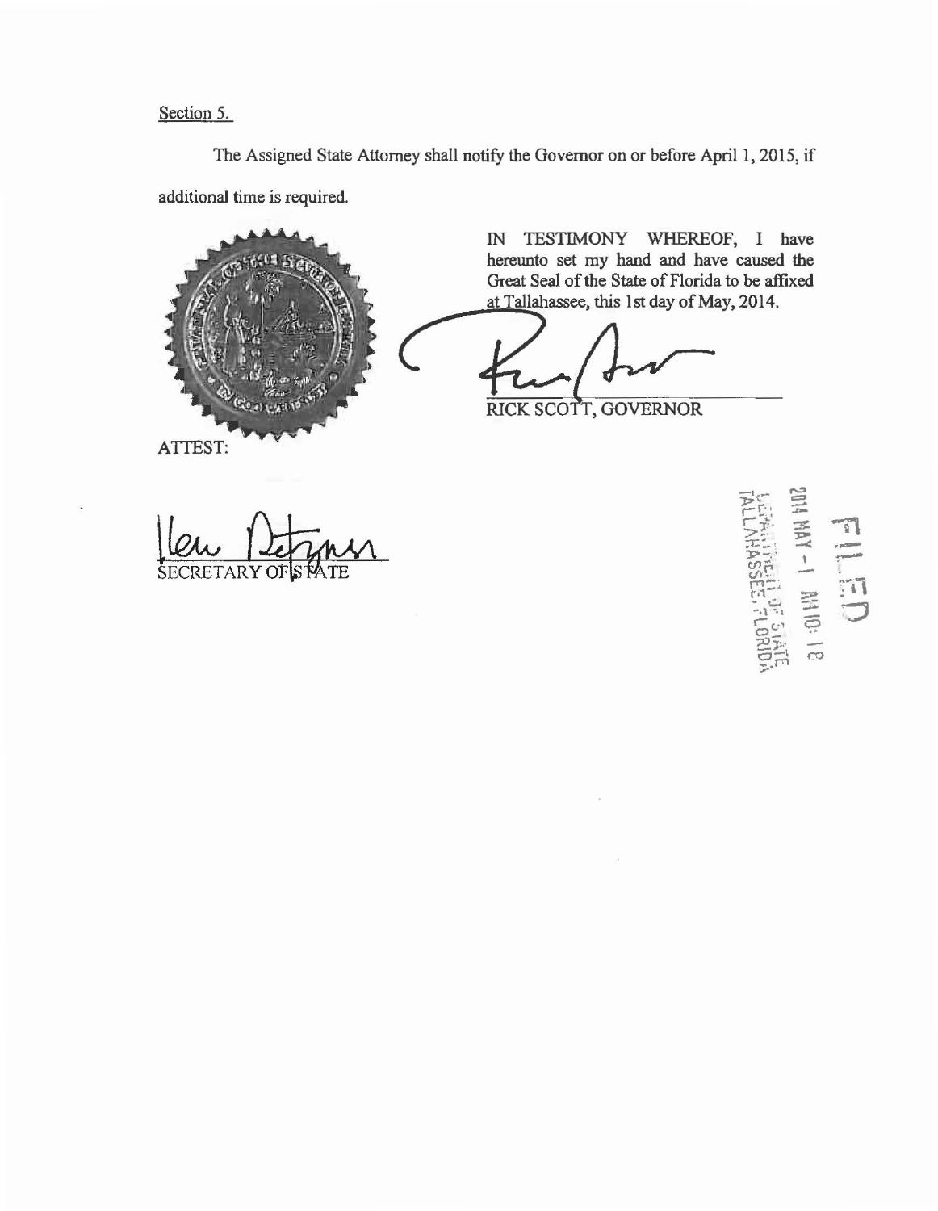Section 5.

The Assigned State Attorney shall notify the Governor on or before April 1, 2015, if additional time is required.

IN TESTIMONY WHEREOF, I have hereunto set my hand and have caused the Great Seal of the State of Florida to be affixed at Tallahassee, this 1st day of May, 2014.

RICK SCOTT, GOVERNOR

ATTEST:

SECRETARY OF STATE

FILED

2014 MAY -1 AM 10:18

DEPARTMENT OF STATE
TALLAHASSEE, FLORIDA